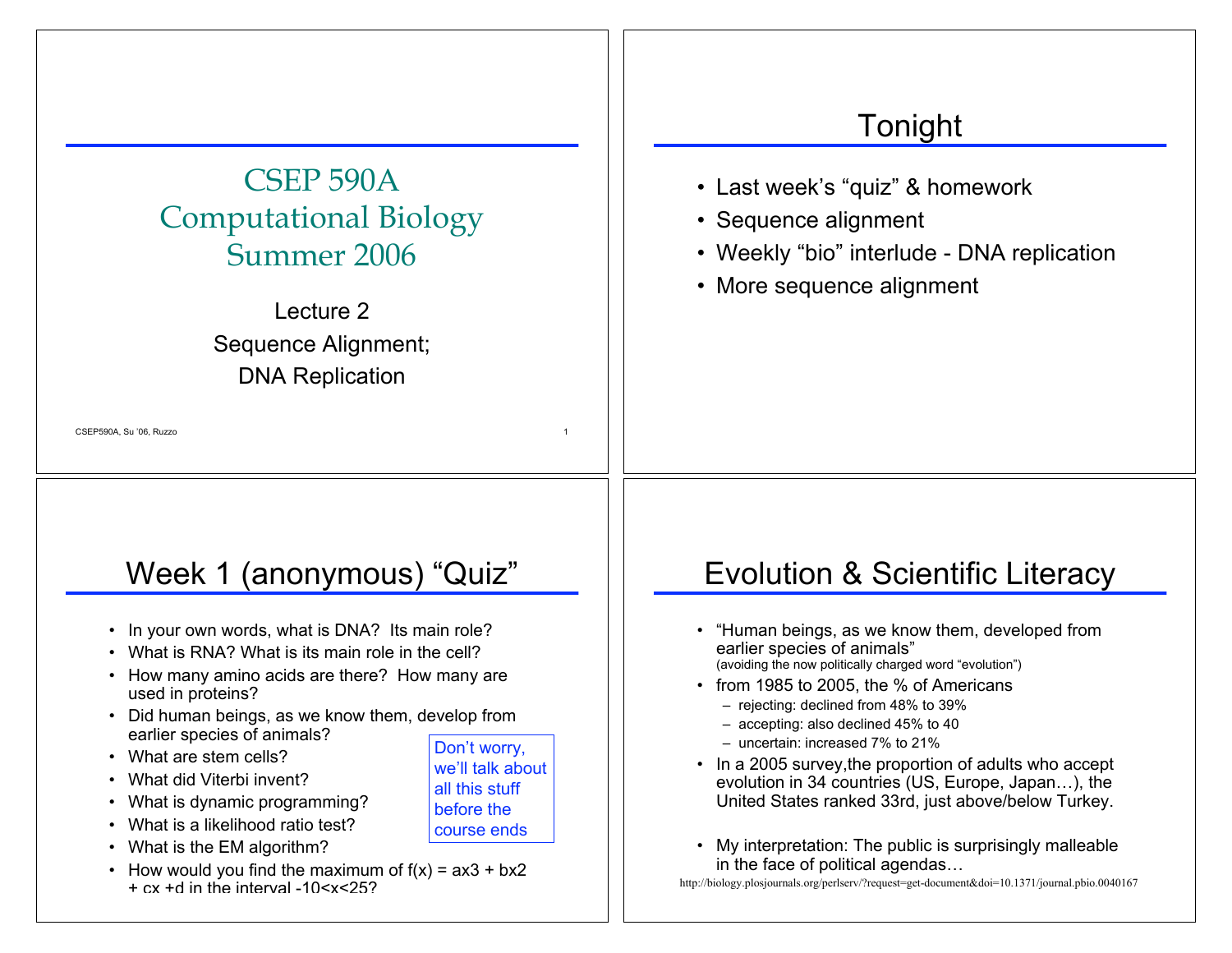# CSEP 590A Computational Biology Summer 2006

Lecture 2

Sequence Alignment;

DNA Replication

## Tonight

- Last week's "quiz" & homework
- Sequence alignment
- Weekly "bio" interlude - DNA replication
- More sequence alignment

## Week 1 (anonymous) "Quiz"

- In your own words, what is DNA? Its main role?
- What is RNA? What is its main role in the cell?
- How many amino acids are there? How many are used in proteins?
- Did human beings, as we know them, develop from earlier species of animals?
- What are stem cells?
- What did Viterbi invent?
- What is dynamic programming?
- What is a likelihood ratio test?
- What is the EM algorithm?
- How would you find the maximum of f(x) = ax3 + bx2 + cx +d in the interval -10<x<25?

Don't worry, we'll talk about all this stuff before the course ends

## Evolution & Scientific Literacy

- "Human beings, as we know them, developed from earlier species of animals"
  (avoiding the now politically charged word "evolution")
- from 1985 to 2005, the % of Americans
  - rejecting: declined from 48% to 39%
  - accepting: also declined 45% to 40
  - uncertain: increased 7% to 21%
- In a 2005 survey,the proportion of adults who accept evolution in 34 countries (US, Europe, Japan…), the United States ranked 33rd, just above/below Turkey.
- My interpretation: The public is surprisingly malleable in the face of political agendas…

http://biology.plosjournals.org/perlserv/?request=get-document&doi=10.1371/journal.pbio.0040167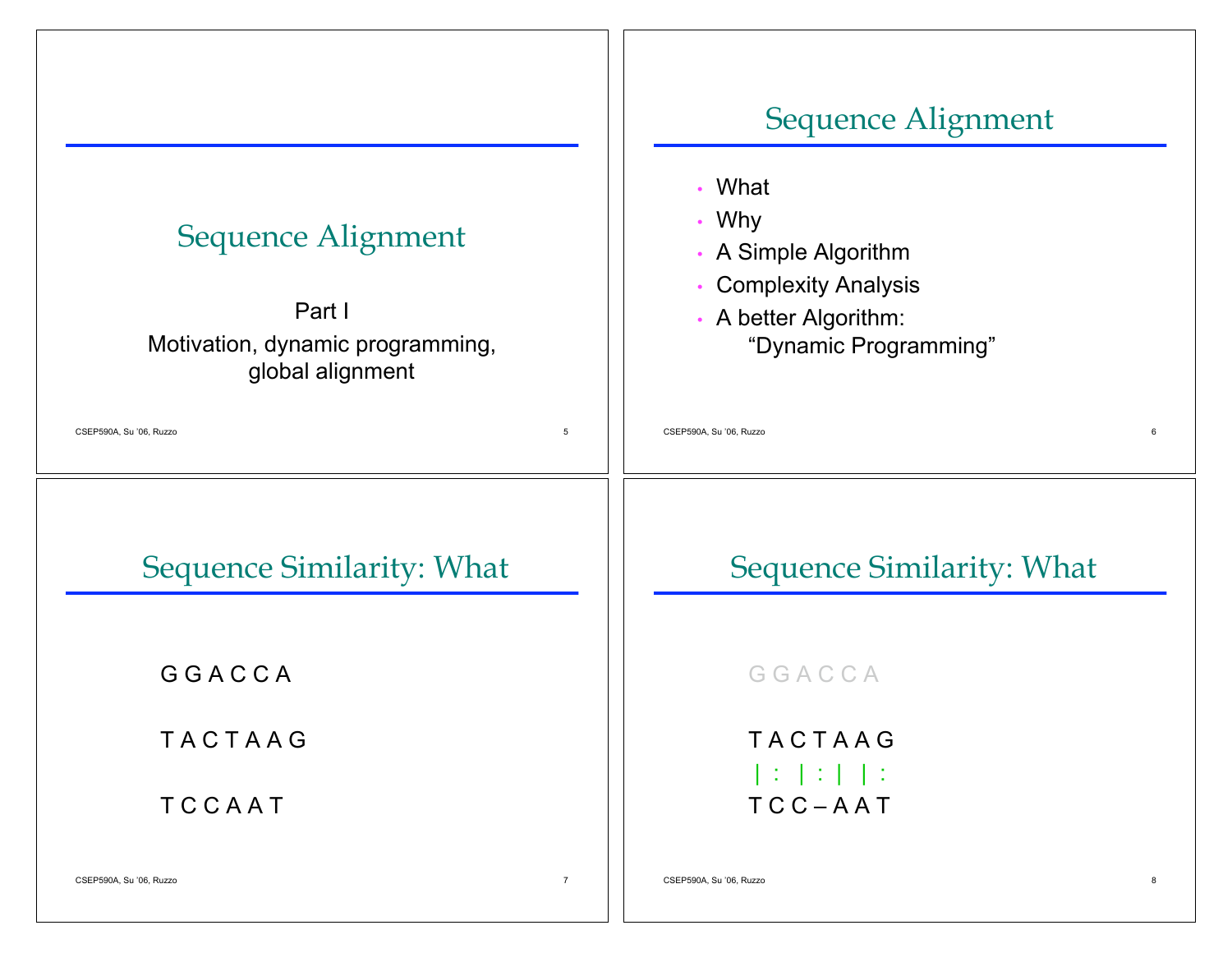# Sequence Alignment

Part I

Motivation, dynamic programming, global alignment

# Sequence Alignment

- What
- Why
- A Simple Algorithm
- Complexity Analysis
- A better Algorithm: "Dynamic Programming"

# Sequence Similarity: What

```
G G A C C A

T A C T A A G

T C C A A T
```

# Sequence Similarity: What

```
G G A C C A

T A C T A A G
| : | : |   | :
T C C – A A T
```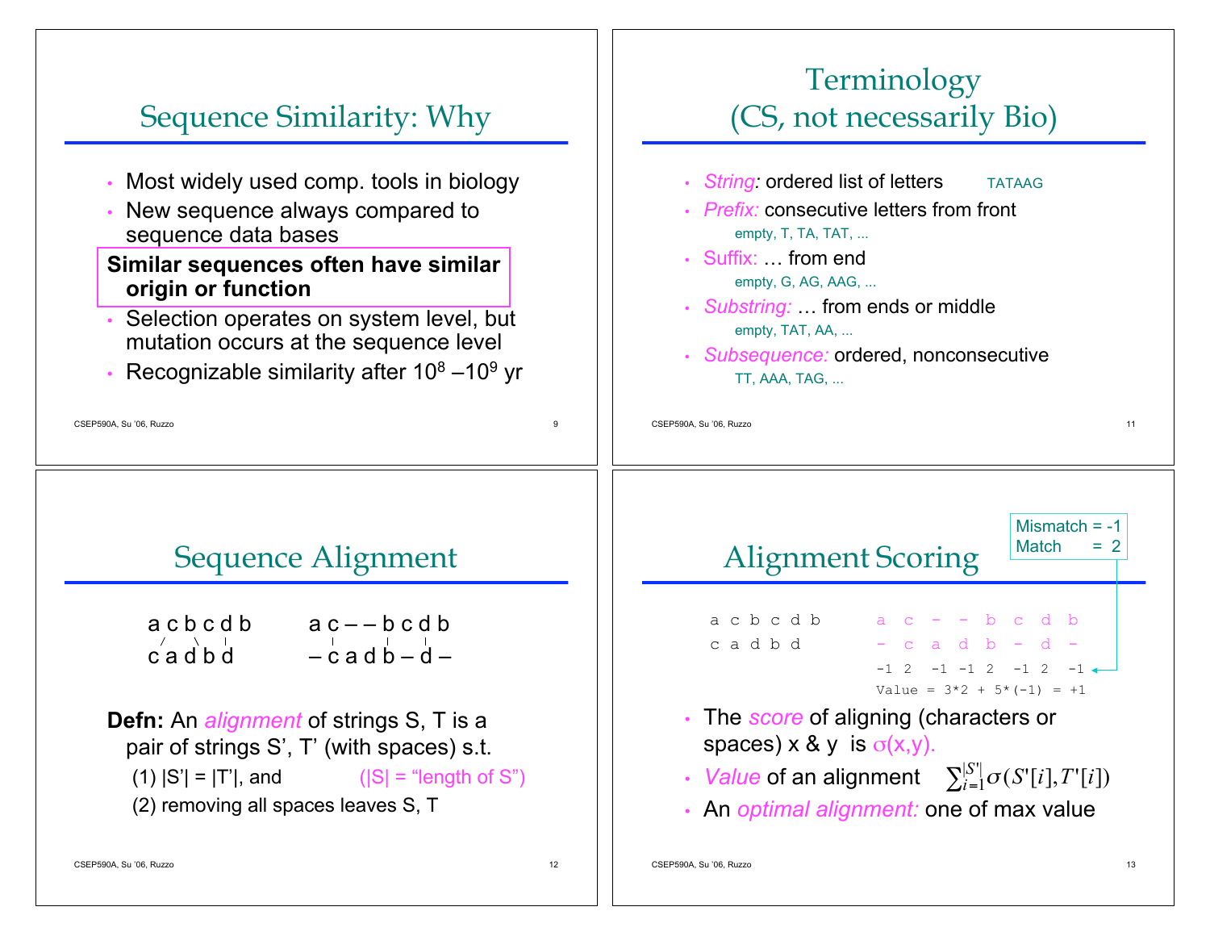## Sequence Similarity: Why

- Most widely used comp. tools in biology
- New sequence always compared to sequence data bases

**Similar sequences often have similar origin or function**

- Selection operates on system level, but mutation occurs at the sequence level
- Recognizable similarity after $10^8$ – $10^9$ yr

## Terminology (CS, not necessarily Bio)

- *String:* ordered list of letters    TATAAG
- *Prefix:* consecutive letters from front
  - empty, T, TA, TAT, ...
- Suffix: … from end
  - empty, G, AG, AAG, ...
- *Substring:* … from ends or middle
  - empty, TAT, AA, ...
- *Subsequence:* ordered, nonconsecutive
  - TT, AAA, TAG, ...

## Sequence Alignment

```
a c b c d b        a c – – b c d b
 /   \   |             |     |   |
c a d b d          – c a d b – d –
```

**Defn:** An *alignment* of strings S, T is a pair of strings S', T' (with spaces) s.t.

(1) |S'| = |T'|, and    (|S| = "length of S")

(2) removing all spaces leaves S, T

## Alignment Scoring

Mismatch = -1
Match = 2

```
a c b c d b     a  c  -  -  b  c  d  b
c a d b d       -  c  a  d  b  -  d  -
                -1 2  -1 -1 2  -1 2  -1
                Value = 3*2 + 5*(-1) = +1
```

- The *score* of aligning (characters or spaces) x & y is $\sigma(x,y)$.
- *Value* of an alignment $\sum_{i=1}^{|S'|} \sigma(S'[i], T'[i])$
- An *optimal alignment:* one of max value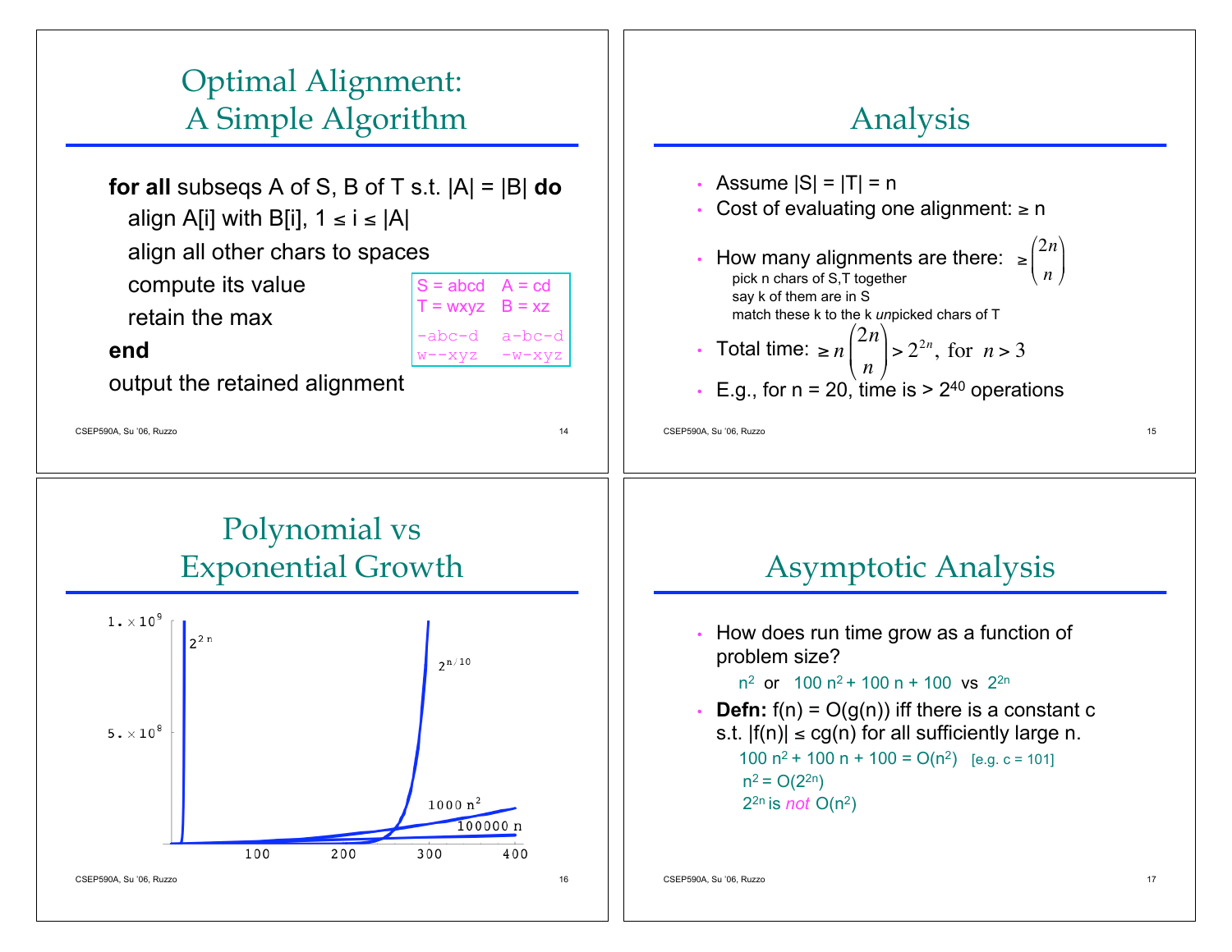# Optimal Alignment: A Simple Algorithm

**for all** subseqs A of S, B of T s.t. |A| = |B| **do**

align A[i] with B[i], 1 ≤ i ≤ |A|

align all other chars to spaces

compute its value

retain the max

**end**

output the retained alignment

```
S = abcd   A = cd
T = wxyz   B = xz

-abc-d   a-bc-d
w--xyz   -w-xyz
```

# Analysis

- Assume |S| = |T| = n
- Cost of evaluating one alignment: ≥ n
- How many alignments are there: $\geq \binom{2n}{n}$
  - pick n chars of S,T together
  - say k of them are in S
  - match these k to the k *un*picked chars of T
- Total time: $\geq n\binom{2n}{n} > 2^{2n}$, for $n > 3$
- E.g., for n = 20, time is > $2^{40}$ operations

# Polynomial vs Exponential Growth

Graph with y-axis labels $1. \times 10^9$, $5. \times 10^8$; x-axis labels 100, 200, 300, 400; curves labeled $2^{2n}$, $2^{n/10}$, $1000\,n^2$, $100000\,n$.

# Asymptotic Analysis

- How does run time grow as a function of problem size?

  $n^2$ or $100\,n^2 + 100\,n + 100$ vs $2^{2n}$

- **Defn:** f(n) = O(g(n)) iff there is a constant c s.t. |f(n)| ≤ cg(n) for all sufficiently large n.

  $100\,n^2 + 100\,n + 100 = O(n^2)$ [e.g. c = 101]

  $n^2 = O(2^{2n})$

  $2^{2n}$ is *not* $O(n^2)$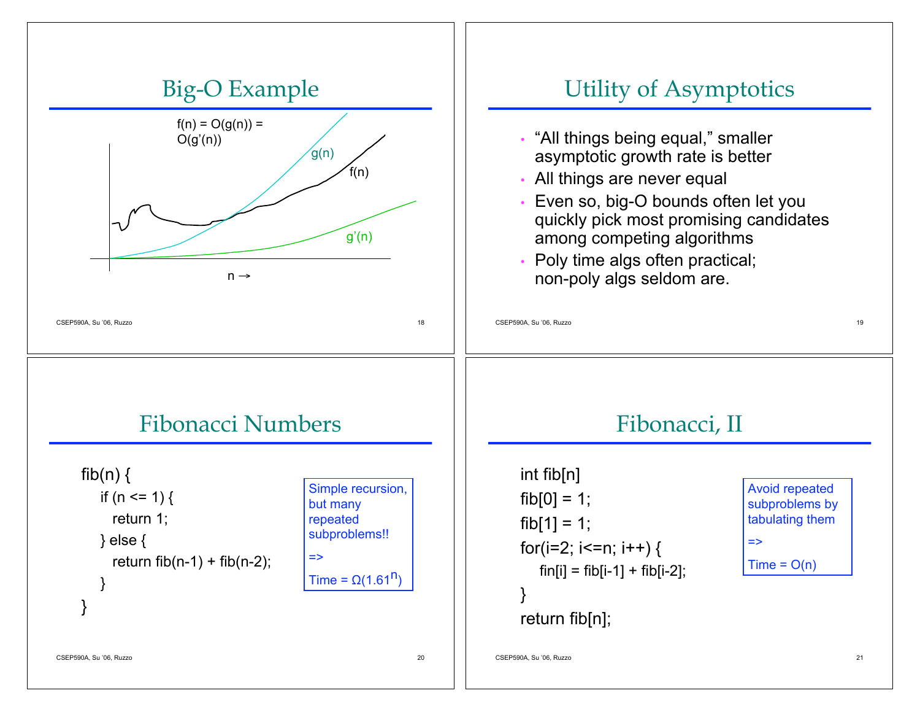## Big-O Example

$f(n) = O(g(n)) = O(g'(n))$

g(n)

f(n)

g'(n)

n →

## Utility of Asymptotics

- "All things being equal," smaller asymptotic growth rate is better
- All things are never equal
- Even so, big-O bounds often let you quickly pick most promising candidates among competing algorithms
- Poly time algs often practical; non-poly algs seldom are.

## Fibonacci Numbers

```
fib(n) {
    if (n <= 1) {
      return 1;
    } else {
      return fib(n-1) + fib(n-2);
    }
}
```

Simple recursion, but many repeated subproblems!!

=>

Time = $\Omega(1.61^n)$

## Fibonacci, II

```
int fib[n]
fib[0] = 1;
fib[1] = 1;
for(i=2; i<=n; i++) {
   fin[i] = fib[i-1] + fib[i-2];
}
return fib[n];
```

Avoid repeated subproblems by tabulating them

=>

Time = $O(n)$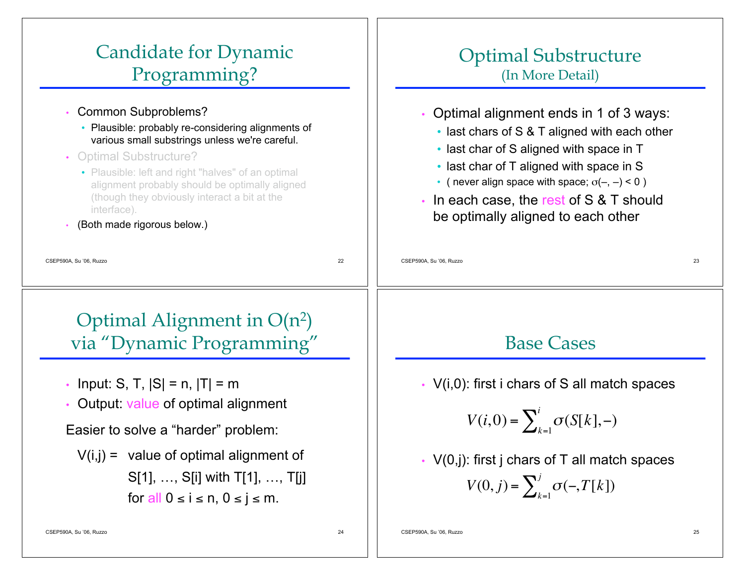# Candidate for Dynamic Programming?

- Common Subproblems?
  - Plausible: probably re-considering alignments of various small substrings unless we're careful.
- Optimal Substructure?
  - Plausible: left and right "halves" of an optimal alignment probably should be optimally aligned (though they obviously interact a bit at the interface).
- (Both made rigorous below.)

# Optimal Substructure
## (In More Detail)

- Optimal alignment ends in 1 of 3 ways:
  - last chars of S & T aligned with each other
  - last char of S aligned with space in T
  - last char of T aligned with space in S
  - ( never align space with space; $\sigma(-, -) < 0$ )
- In each case, the rest of S & T should be optimally aligned to each other

# Optimal Alignment in $O(n^2)$ via "Dynamic Programming"

- Input: S, T, $|S| = n$, $|T| = m$
- Output: value of optimal alignment

Easier to solve a "harder" problem:

V(i,j) = value of optimal alignment of S[1], …, S[i] with T[1], …, T[j] for all $0 \le i \le n$, $0 \le j \le m$.

# Base Cases

- V(i,0): first i chars of S all match spaces

$$V(i,0) = \sum_{k=1}^{i} \sigma(S[k], -)$$

- V(0,j): first j chars of T all match spaces

$$V(0,j) = \sum_{k=1}^{j} \sigma(-, T[k])$$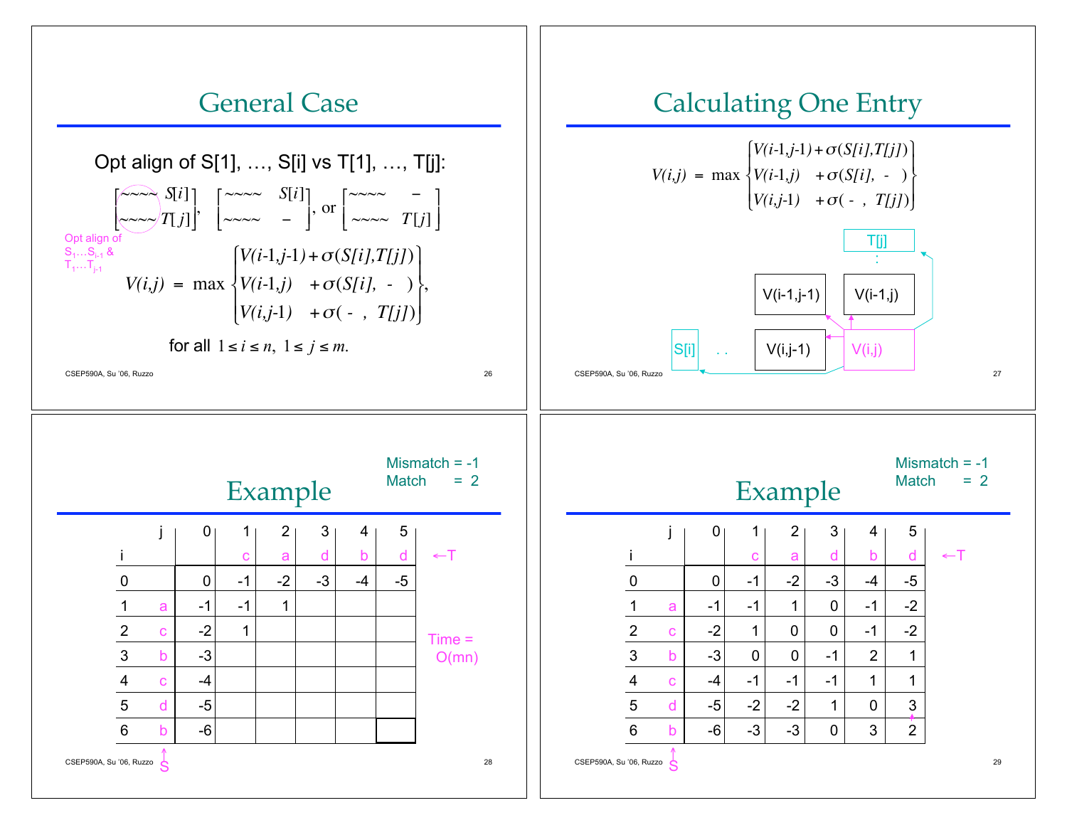## General Case

Opt align of S[1], …, S[i] vs T[1], …, T[j]:

$$\begin{bmatrix} \sim\sim\sim\sim & S[i] \\ \sim\sim\sim\sim & T[j] \end{bmatrix}, \quad \begin{bmatrix} \sim\sim\sim\sim & S[i] \\ \sim\sim\sim\sim & - \end{bmatrix}, \text{ or } \begin{bmatrix} \sim\sim\sim\sim & - \\ \sim\sim\sim\sim & T[j] \end{bmatrix}$$

Opt align of $S_1 \ldots S_{i-1}$ & $T_1 \ldots T_{j-1}$

$$V(i,j) = \max \begin{cases} V(i\text{-}1,j\text{-}1) + \sigma(S[i],T[j]) \\ V(i\text{-}1,j) \quad + \sigma(S[i], \ -\ ) \\ V(i,j\text{-}1) \quad + \sigma(\ -\ , \ T[j]) \end{cases},$$

for all $1 \le i \le n, \ 1 \le j \le m.$

## Calculating One Entry

$$V(i,j) = \max \begin{cases} V(i\text{-}1,j\text{-}1) + \sigma(S[i],T[j]) \\ V(i\text{-}1,j) \quad + \sigma(S[i], \ -\ ) \\ V(i,j\text{-}1) \quad + \sigma(\ -\ , \ T[j]) \end{cases}$$

| | | T[j] |
|---|---|---|
| | V(i-1,j-1) | V(i-1,j) |
| S[i] . . | V(i,j-1) | V(i,j) |

## Example

Mismatch = -1
Match = 2

| j | | 0 | 1 | 2 | 3 | 4 | 5 |
|---|---|---|---|---|---|---|---|
| i | | | c | a | d | b | d |
| 0 | | 0 | -1 | -2 | -3 | -4 | -5 |
| 1 | a | -1 | -1 | 1 | | | |
| 2 | c | -2 | 1 | | | | |
| 3 | b | -3 | | | | | |
| 4 | c | -4 | | | | | |
| 5 | d | -5 | | | | | |
| 6 | b | -6 | | | | | |

←T (row c a d b d); ↑S (column a c b c d b)

Time = O(mn)

## Example

Mismatch = -1
Match = 2

| j | | 0 | 1 | 2 | 3 | 4 | 5 |
|---|---|---|---|---|---|---|---|
| i | | | c | a | d | b | d |
| 0 | | 0 | -1 | -2 | -3 | -4 | -5 |
| 1 | a | -1 | -1 | 1 | 0 | -1 | -2 |
| 2 | c | -2 | 1 | 0 | 0 | -1 | -2 |
| 3 | b | -3 | 0 | 0 | -1 | 2 | 1 |
| 4 | c | -4 | -1 | -1 | -1 | 1 | 1 |
| 5 | d | -5 | -2 | -2 | 1 | 0 | 3 |
| 6 | b | -6 | -3 | -3 | 0 | 3 | 2 |

←T (row c a d b d); ↑S (column a c b c d b)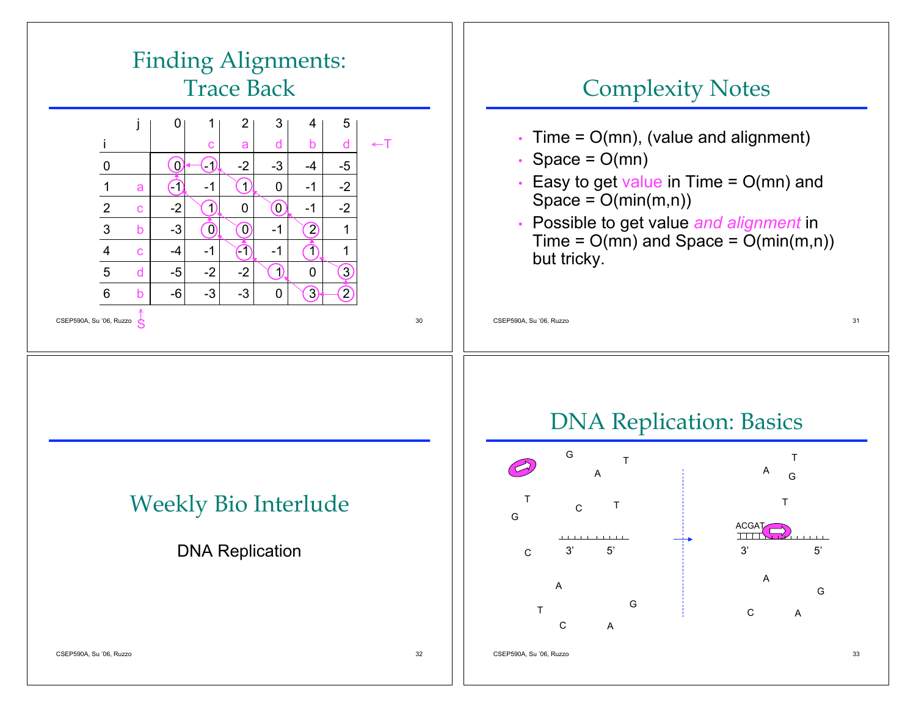# Finding Alignments: Trace Back

| i \ j | | 0 | 1 | 2 | 3 | 4 | 5 |
|---|---|---|---|---|---|---|---|
| | | | c | a | d | b | d |
| 0 | | 0 | -1 | -2 | -3 | -4 | -5 |
| 1 | a | -1 | -1 | 1 | 0 | -1 | -2 |
| 2 | c | -2 | 1 | 0 | 0 | -1 | -2 |
| 3 | b | -3 | 0 | 0 | -1 | 2 | 1 |
| 4 | c | -4 | -1 | -1 | -1 | 1 | 1 |
| 5 | d | -5 | -2 | -2 | 1 | 0 | 3 |
| 6 | b | -6 | -3 | -3 | 0 | 3 | 2 |

←T (columns), S↑ (rows)

# Complexity Notes

- Time = O(mn), (value and alignment)
- Space = O(mn)
- Easy to get value in Time = O(mn) and Space = O(min(m,n))
- Possible to get value *and alignment* in Time = O(mn) and Space = O(min(m,n)) but tricky.

# Weekly Bio Interlude

DNA Replication

# DNA Replication: Basics

G A T T G C T C A T C G A

3' 5'

ACGAT

A T G T A G C A

3' 5'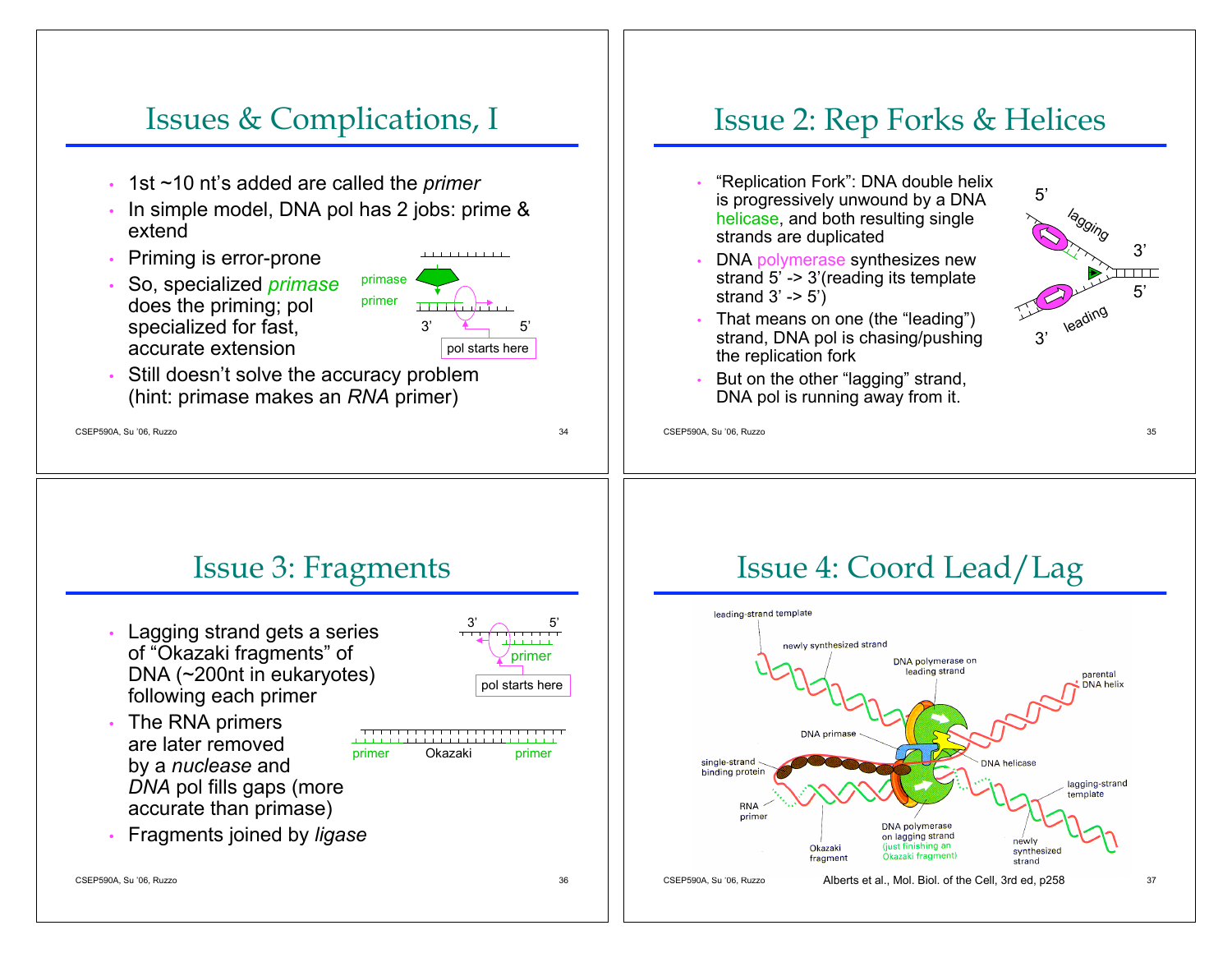# Issues & Complications, I

- 1st ~10 nt's added are called the *primer*
- In simple model, DNA pol has 2 jobs: prime & extend
- Priming is error-prone
- So, specialized *primase* does the priming; pol specialized for fast, accurate extension
- Still doesn't solve the accuracy problem (hint: primase makes an *RNA* primer)

primase

primer

3' 5'

pol starts here

# Issue 2: Rep Forks & Helices

- "Replication Fork": DNA double helix is progressively unwound by a DNA helicase, and both resulting single strands are duplicated
- DNA polymerase synthesizes new strand 5' -> 3'(reading its template strand 3' -> 5')
- That means on one (the "leading") strand, DNA pol is chasing/pushing the replication fork
- But on the other "lagging" strand, DNA pol is running away from it.

5' lagging 3' 5' leading 3'

# Issue 3: Fragments

- Lagging strand gets a series of "Okazaki fragments" of DNA (~200nt in eukaryotes) following each primer
- The RNA primers are later removed by a *nuclease* and *DNA* pol fills gaps (more accurate than primase)
- Fragments joined by *ligase*

3' 5'

primer

pol starts here

primer Okazaki primer

# Issue 4: Coord Lead/Lag

leading-strand template

newly synthesized strand

DNA polymerase on leading strand

parental DNA helix

DNA primase

single-strand binding protein

DNA helicase

lagging-strand template

RNA primer

Okazaki fragment

DNA polymerase on lagging strand (just finishing an Okazaki fragment)

newly synthesized strand

Alberts et al., Mol. Biol. of the Cell, 3rd ed, p258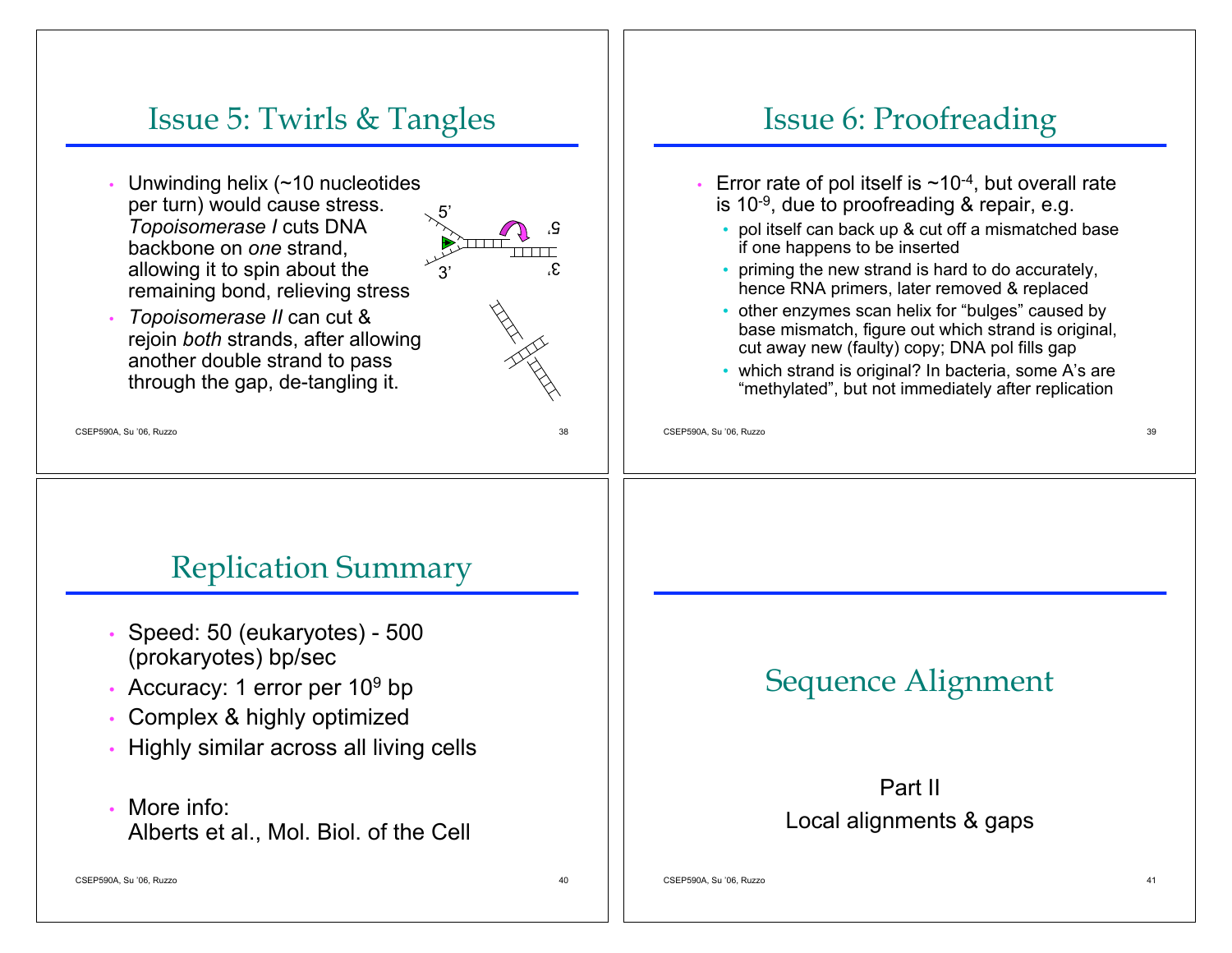## Issue 5: Twirls & Tangles

- Unwinding helix (~10 nucleotides per turn) would cause stress. *Topoisomerase I* cuts DNA backbone on *one* strand, allowing it to spin about the remaining bond, relieving stress
- *Topoisomerase II* can cut & rejoin *both* strands, after allowing another double strand to pass through the gap, de-tangling it.

## Issue 6: Proofreading

- Error rate of pol itself is $\sim 10^{-4}$, but overall rate is $10^{-9}$, due to proofreading & repair, e.g.
  - pol itself can back up & cut off a mismatched base if one happens to be inserted
  - priming the new strand is hard to do accurately, hence RNA primers, later removed & replaced
  - other enzymes scan helix for "bulges" caused by base mismatch, figure out which strand is original, cut away new (faulty) copy; DNA pol fills gap
  - which strand is original? In bacteria, some A's are "methylated", but not immediately after replication

## Replication Summary

- Speed: 50 (eukaryotes) - 500 (prokaryotes) bp/sec
- Accuracy: 1 error per $10^9$ bp
- Complex & highly optimized
- Highly similar across all living cells
- More info:  
  Alberts et al., Mol. Biol. of the Cell

## Sequence Alignment

Part II  
Local alignments & gaps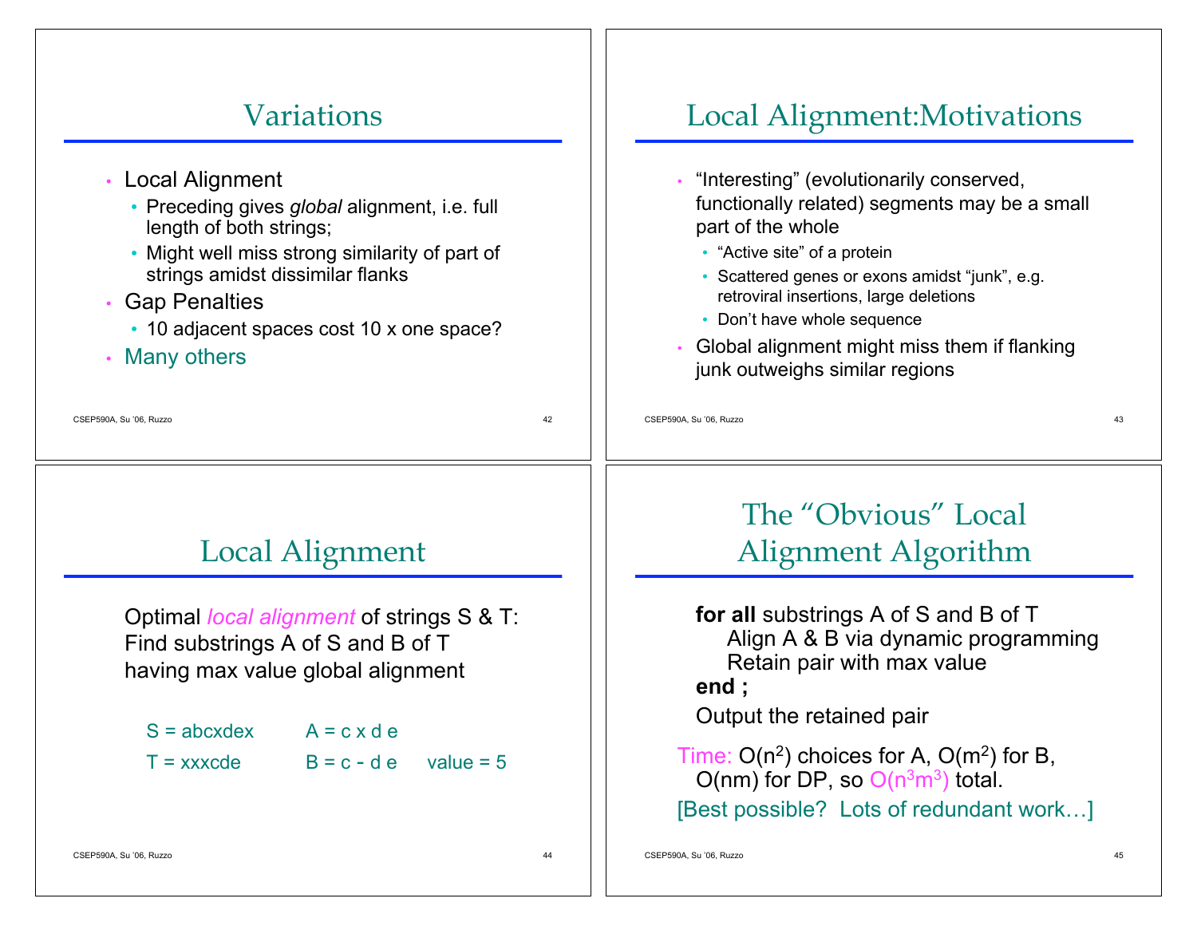## Variations

- Local Alignment
  - Preceding gives *global* alignment, i.e. full length of both strings;
  - Might well miss strong similarity of part of strings amidst dissimilar flanks
- Gap Penalties
  - 10 adjacent spaces cost 10 x one space?
- Many others

## Local Alignment:Motivations

- "Interesting" (evolutionarily conserved, functionally related) segments may be a small part of the whole
  - "Active site" of a protein
  - Scattered genes or exons amidst "junk", e.g. retroviral insertions, large deletions
  - Don't have whole sequence
- Global alignment might miss them if flanking junk outweighs similar regions

## Local Alignment

Optimal *local alignment* of strings S & T:
Find substrings A of S and B of T having max value global alignment

S = abcxdex　　A = c x d e

T = xxxcde　　B = c - d e　　value = 5

## The "Obvious" Local Alignment Algorithm

**for all** substrings A of S and B of T
　　Align A & B via dynamic programming
　　Retain pair with max value
**end ;**

Output the retained pair

Time: $O(n^2)$ choices for A, $O(m^2)$ for B, $O(nm)$ for DP, so $O(n^3m^3)$ total.

[Best possible? Lots of redundant work…]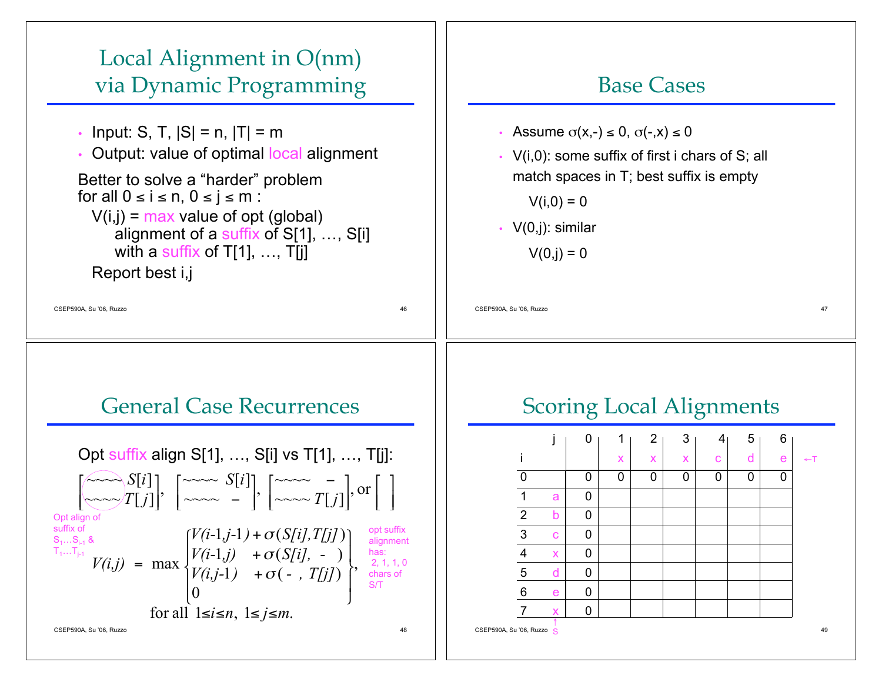# Local Alignment in O(nm) via Dynamic Programming

- Input: S, T, |S| = n, |T| = m
- Output: value of optimal local alignment

Better to solve a "harder" problem for all $0 \le i \le n$, $0 \le j \le m$ :

V(i,j) = max value of opt (global) alignment of a suffix of S[1], …, S[i] with a suffix of T[1], …, T[j]

Report best i,j

# Base Cases

- Assume $\sigma(x,-) \le 0$, $\sigma(-,x) \le 0$
- V(i,0): some suffix of first i chars of S; all match spaces in T; best suffix is empty

  V(i,0) = 0
- V(0,j): similar

  V(0,j) = 0

# General Case Recurrences

Opt suffix align S[1], …, S[i] vs T[1], …, T[j]:

$$\begin{bmatrix} \sim\sim\sim\sim\ S[i] \\ \sim\sim\sim\sim\ T[j] \end{bmatrix}, \begin{bmatrix} \sim\sim\sim\sim\ S[i] \\ \sim\sim\sim\sim\ - \end{bmatrix}, \begin{bmatrix} \sim\sim\sim\sim\ - \\ \sim\sim\sim\sim\ T[j] \end{bmatrix}, \text{or} \begin{bmatrix} \ \end{bmatrix}$$

Opt align of suffix of $S_1 \ldots S_{i-1}$ & $T_1 \ldots T_{j-1}$

$$V(i,j) = \max \begin{Bmatrix} V(i\text{-}1,j\text{-}1) + \sigma(S[i],T[j]) \\ V(i\text{-}1,j) + \sigma(S[i],\ -\ ) \\ V(i,j\text{-}1) + \sigma(\ -\ ,T[j]) \\ 0 \end{Bmatrix},$$

opt suffix alignment has: 2, 1, 1, 0 chars of S/T

for all $1 \le i \le n$, $1 \le j \le m$.

# Scoring Local Alignments

| i | j | 0 | 1 | 2 | 3 | 4 | 5 | 6 |
|---|---|---|---|---|---|---|---|---|
| | | | x | x | x | c | d | e |
| 0 | | 0 | 0 | 0 | 0 | 0 | 0 | 0 |
| 1 | a | 0 | | | | | | |
| 2 | b | 0 | | | | | | |
| 3 | c | 0 | | | | | | |
| 4 | x | 0 | | | | | | |
| 5 | d | 0 | | | | | | |
| 6 | e | 0 | | | | | | |
| 7 | x | 0 | | | | | | |

←T (row of x x x c d e); ↑S (column of a b c x d e x)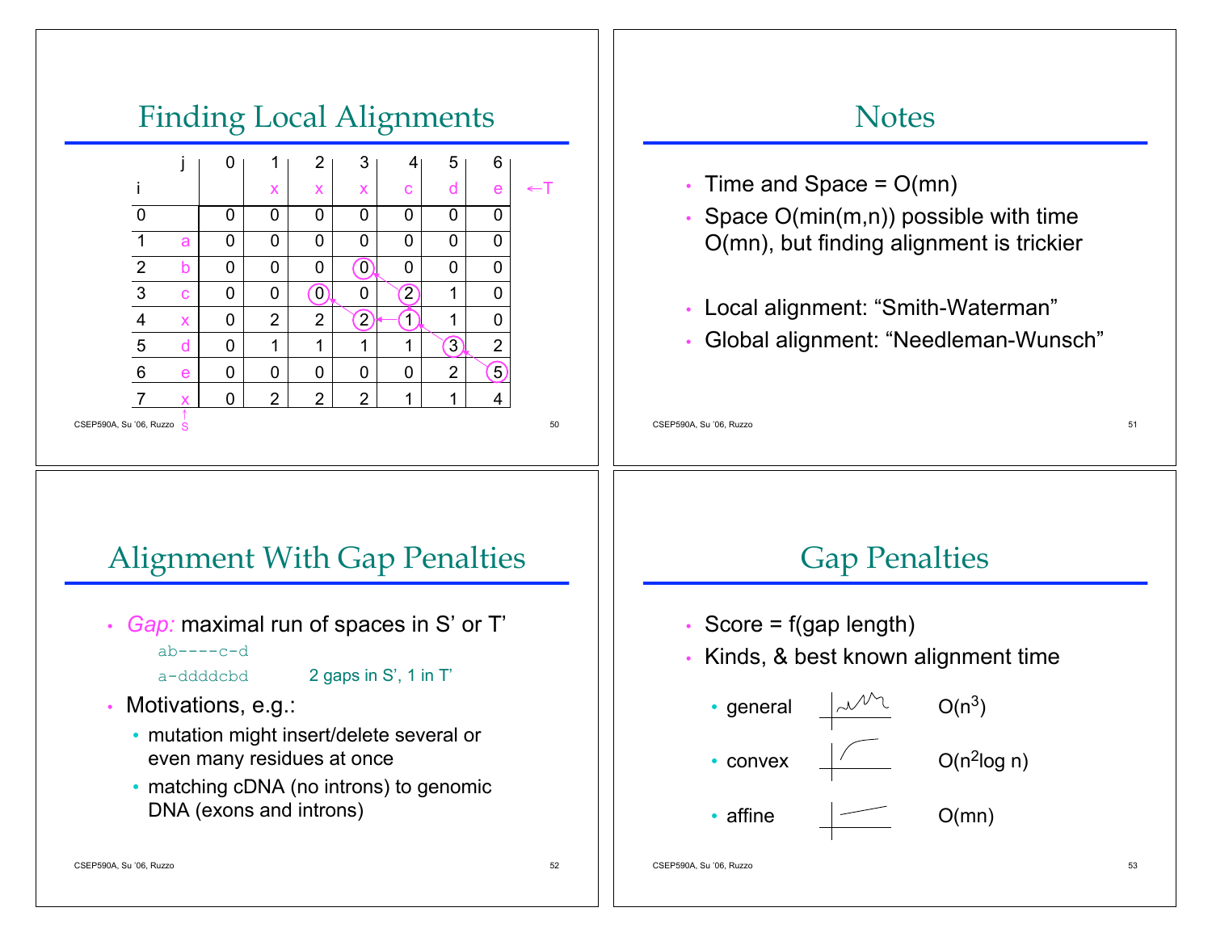# Finding Local Alignments

| i \ j | | 0 | 1 | 2 | 3 | 4 | 5 | 6 |
|---|---|---|---|---|---|---|---|---|
| | | | x | x | x | c | d | e |
| 0 | | 0 | 0 | 0 | 0 | 0 | 0 | 0 |
| 1 | a | 0 | 0 | 0 | 0 | 0 | 0 | 0 |
| 2 | b | 0 | 0 | 0 | (0) | 0 | 0 | 0 |
| 3 | c | 0 | 0 | (0) | 0 | (2) | 1 | 0 |
| 4 | x | 0 | 2 | 2 | (2) | (1) | 1 | 0 |
| 5 | d | 0 | 1 | 1 | 1 | 1 | (3) | 2 |
| 6 | e | 0 | 0 | 0 | 0 | 0 | 2 | (5) |
| 7 | x | 0 | 2 | 2 | 2 | 1 | 1 | 4 |

←T (row of column letters), ↑S (column of row letters)

# Notes

- Time and Space = O(mn)
- Space O(min(m,n)) possible with time O(mn), but finding alignment is trickier
- Local alignment: "Smith-Waterman"
- Global alignment: "Needleman-Wunsch"

# Alignment With Gap Penalties

- *Gap:* maximal run of spaces in S' or T'

```
ab----c-d
a-ddddcbd
```

2 gaps in S', 1 in T'

- Motivations, e.g.:
  - mutation might insert/delete several or even many residues at once
  - matching cDNA (no introns) to genomic DNA (exons and introns)

# Gap Penalties

- Score = f(gap length)
- Kinds, & best known alignment time
  - general — $O(n^3)$
  - convex — $O(n^2 \log n)$
  - affine — O(mn)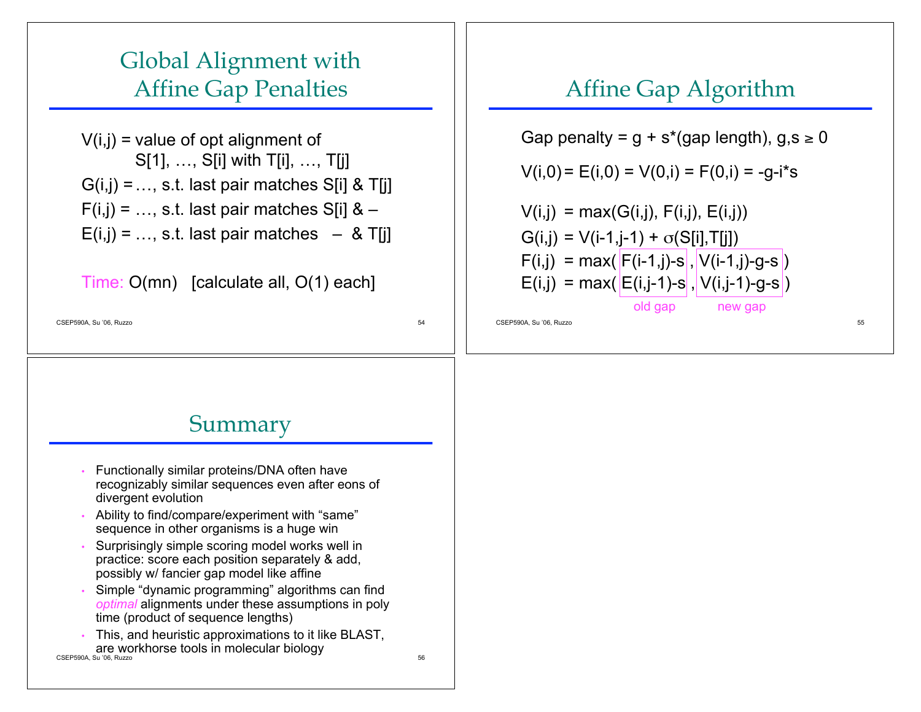# Global Alignment with Affine Gap Penalties

$V(i,j)$ = value of opt alignment of $S[1], \ldots, S[i]$ with $T[i], \ldots, T[j]$

$G(i,j)$ = …, s.t. last pair matches $S[i]$ & $T[j]$

$F(i,j)$ = …, s.t. last pair matches $S[i]$ & –

$E(i,j)$ = …, s.t. last pair matches – & $T[j]$

Time: $O(mn)$ [calculate all, $O(1)$ each]

# Affine Gap Algorithm

Gap penalty = $g + s^*$(gap length), $g,s \geq 0$

$$V(i,0) = E(i,0) = V(0,i) = F(0,i) = -g-i^*s$$

$$V(i,j) = \max(G(i,j), F(i,j), E(i,j))$$

$$G(i,j) = V(i-1,j-1) + \sigma(S[i],T[j])$$

$$F(i,j) = \max(\underbrace{F(i-1,j)-s}_{\text{old gap}}, \underbrace{V(i-1,j)-g-s}_{\text{new gap}})$$

$$E(i,j) = \max(\underbrace{E(i,j-1)-s}_{\text{old gap}}, \underbrace{V(i,j-1)-g-s}_{\text{new gap}})$$

# Summary

- Functionally similar proteins/DNA often have recognizably similar sequences even after eons of divergent evolution
- Ability to find/compare/experiment with "same" sequence in other organisms is a huge win
- Surprisingly simple scoring model works well in practice: score each position separately & add, possibly w/ fancier gap model like affine
- Simple "dynamic programming" algorithms can find *optimal* alignments under these assumptions in poly time (product of sequence lengths)
- This, and heuristic approximations to it like BLAST, are workhorse tools in molecular biology